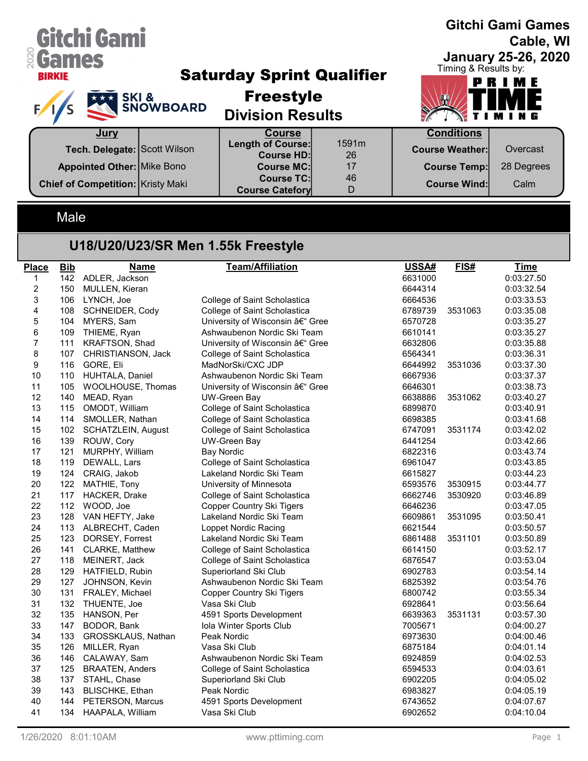# Gitchi Gami Games

Cable, WI

January 25-26, 2020

Timing & Results by: Prime Time Timing

## Saturday Sprint Qualifier
## Freestyle
## Division Results

| Jury | | Course | | Conditions | |
|---|---|---|---|---|---|
| Tech. Delegate: | Scott Wilson | Length of Course: | 1591m | Course Weather: | Overcast |
| | | Course HD: | 26 | | |
| Appointed Other: | Mike Bono | Course MC: | 17 | Course Temp: | 28 Degrees |
| Chief of Competition: | Kristy Maki | Course TC: | 46 | Course Wind: | Calm |
| | | Course Catefory | D | | |

## Male

### U18/U20/U23/SR Men 1.55k Freestyle

| Place | Bib | Name | Team/Affiliation | USSA# | FIS# | Time |
|---|---|---|---|---|---|---|
| 1 | 142 | ADLER, Jackson | | 6631000 | | 0:03:27.50 |
| 2 | 150 | MULLEN, Kieran | | 6644314 | | 0:03:32.54 |
| 3 | 106 | LYNCH, Joe | College of Saint Scholastica | 6664536 | | 0:03:33.53 |
| 4 | 108 | SCHNEIDER, Cody | College of Saint Scholastica | 6789739 | 3531063 | 0:03:35.08 |
| 5 | 104 | MYERS, Sam | University of Wisconsin â€“ Gree | 6570728 | | 0:03:35.27 |
| 6 | 109 | THIEME, Ryan | Ashwaubenon Nordic Ski Team | 6610141 | | 0:03:35.27 |
| 7 | 111 | KRAFTSON, Shad | University of Wisconsin â€“ Gree | 6632806 | | 0:03:35.88 |
| 8 | 107 | CHRISTIANSON, Jack | College of Saint Scholastica | 6564341 | | 0:03:36.31 |
| 9 | 116 | GORE, Eli | MadNorSki/CXC JDP | 6644992 | 3531036 | 0:03:37.30 |
| 10 | 110 | HUHTALA, Daniel | Ashwaubenon Nordic Ski Team | 6667936 | | 0:03:37.37 |
| 11 | 105 | WOOLHOUSE, Thomas | University of Wisconsin â€“ Gree | 6646301 | | 0:03:38.73 |
| 12 | 140 | MEAD, Ryan | UW-Green Bay | 6638886 | 3531062 | 0:03:40.27 |
| 13 | 115 | OMODT, William | College of Saint Scholastica | 6899870 | | 0:03:40.91 |
| 14 | 114 | SMOLLER, Nathan | College of Saint Scholastica | 6698385 | | 0:03:41.68 |
| 15 | 102 | SCHATZLEIN, August | College of Saint Scholastica | 6747091 | 3531174 | 0:03:42.02 |
| 16 | 139 | ROUW, Cory | UW-Green Bay | 6441254 | | 0:03:42.66 |
| 17 | 121 | MURPHY, William | Bay Nordic | 6822316 | | 0:03:43.74 |
| 18 | 119 | DEWALL, Lars | College of Saint Scholastica | 6961047 | | 0:03:43.85 |
| 19 | 124 | CRAIG, Jakob | Lakeland Nordic Ski Team | 6615827 | | 0:03:44.23 |
| 20 | 122 | MATHIE, Tony | University of Minnesota | 6593576 | 3530915 | 0:03:44.77 |
| 21 | 117 | HACKER, Drake | College of Saint Scholastica | 6662746 | 3530920 | 0:03:46.89 |
| 22 | 112 | WOOD, Joe | Copper Country Ski Tigers | 6646236 | | 0:03:47.05 |
| 23 | 128 | VAN HEFTY, Jake | Lakeland Nordic Ski Team | 6609861 | 3531095 | 0:03:50.41 |
| 24 | 113 | ALBRECHT, Caden | Loppet Nordic Racing | 6621544 | | 0:03:50.57 |
| 25 | 123 | DORSEY, Forrest | Lakeland Nordic Ski Team | 6861488 | 3531101 | 0:03:50.89 |
| 26 | 141 | CLARKE, Matthew | College of Saint Scholastica | 6614150 | | 0:03:52.17 |
| 27 | 118 | MEINERT, Jack | College of Saint Scholastica | 6876547 | | 0:03:53.04 |
| 28 | 129 | HATFIELD, Rubin | Superiorland Ski Club | 6902783 | | 0:03:54.14 |
| 29 | 127 | JOHNSON, Kevin | Ashwaubenon Nordic Ski Team | 6825392 | | 0:03:54.76 |
| 30 | 131 | FRALEY, Michael | Copper Country Ski Tigers | 6800742 | | 0:03:55.34 |
| 31 | 132 | THUENTE, Joe | Vasa Ski Club | 6928641 | | 0:03:56.64 |
| 32 | 135 | HANSON, Per | 4591 Sports Development | 6639363 | 3531131 | 0:03:57.30 |
| 33 | 147 | BODOR, Bank | Iola Winter Sports Club | 7005671 | | 0:04:00.27 |
| 34 | 133 | GROSSKLAUS, Nathan | Peak Nordic | 6973630 | | 0:04:00.46 |
| 35 | 126 | MILLER, Ryan | Vasa Ski Club | 6875184 | | 0:04:01.14 |
| 36 | 146 | CALAWAY, Sam | Ashwaubenon Nordic Ski Team | 6924859 | | 0:04:02.53 |
| 37 | 125 | BRAATEN, Anders | College of Saint Scholastica | 6594533 | | 0:04:03.61 |
| 38 | 137 | STAHL, Chase | Superiorland Ski Club | 6902205 | | 0:04:05.02 |
| 39 | 143 | BLISCHKE, Ethan | Peak Nordic | 6983827 | | 0:04:05.19 |
| 40 | 144 | PETERSON, Marcus | 4591 Sports Development | 6743652 | | 0:04:07.67 |
| 41 | 134 | HAAPALA, William | Vasa Ski Club | 6902652 | | 0:04:10.04 |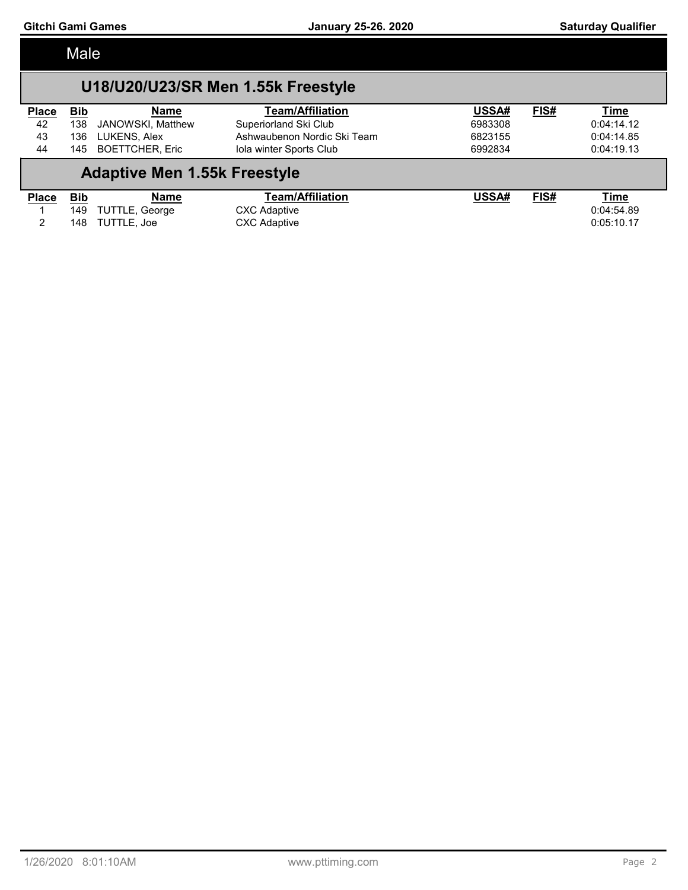## Male

### U18/U20/U23/SR Men 1.55k Freestyle

| Place | Bib | Name | Team/Affiliation | USSA# | FIS# | Time |
|---|---|---|---|---|---|---|
| 42 | 138 | JANOWSKI, Matthew | Superiorland Ski Club | 6983308 | | 0:04:14.12 |
| 43 | 136 | LUKENS, Alex | Ashwaubenon Nordic Ski Team | 6823155 | | 0:04:14.85 |
| 44 | 145 | BOETTCHER, Eric | Iola winter Sports Club | 6992834 | | 0:04:19.13 |

### Adaptive Men 1.55k Freestyle

| Place | Bib | Name | Team/Affiliation | USSA# | FIS# | Time |
|---|---|---|---|---|---|---|
| 1 | 149 | TUTTLE, George | CXC Adaptive | | | 0:04:54.89 |
| 2 | 148 | TUTTLE, Joe | CXC Adaptive | | | 0:05:10.17 |